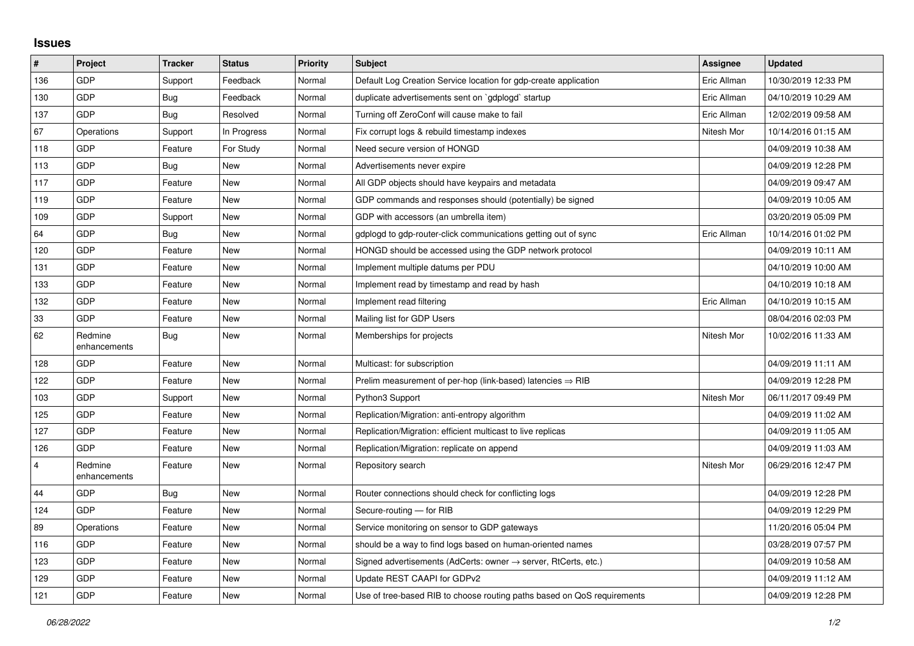## Issues

| # | Project | Tracker | Status | Priority | Subject | Assignee | Updated |
|---|---|---|---|---|---|---|---|
| 136 | GDP | Support | Feedback | Normal | Default Log Creation Service location for gdp-create application | Eric Allman | 10/30/2019 12:33 PM |
| 130 | GDP | Bug | Feedback | Normal | duplicate advertisements sent on `gdplogd` startup | Eric Allman | 04/10/2019 10:29 AM |
| 137 | GDP | Bug | Resolved | Normal | Turning off ZeroConf will cause make to fail | Eric Allman | 12/02/2019 09:58 AM |
| 67 | Operations | Support | In Progress | Normal | Fix corrupt logs & rebuild timestamp indexes | Nitesh Mor | 10/14/2016 01:15 AM |
| 118 | GDP | Feature | For Study | Normal | Need secure version of HONGD | | 04/09/2019 10:38 AM |
| 113 | GDP | Bug | New | Normal | Advertisements never expire | | 04/09/2019 12:28 PM |
| 117 | GDP | Feature | New | Normal | All GDP objects should have keypairs and metadata | | 04/09/2019 09:47 AM |
| 119 | GDP | Feature | New | Normal | GDP commands and responses should (potentially) be signed | | 04/09/2019 10:05 AM |
| 109 | GDP | Support | New | Normal | GDP with accessors (an umbrella item) | | 03/20/2019 05:09 PM |
| 64 | GDP | Bug | New | Normal | gdplogd to gdp-router-click communications getting out of sync | Eric Allman | 10/14/2016 01:02 PM |
| 120 | GDP | Feature | New | Normal | HONGD should be accessed using the GDP network protocol | | 04/09/2019 10:11 AM |
| 131 | GDP | Feature | New | Normal | Implement multiple datums per PDU | | 04/10/2019 10:00 AM |
| 133 | GDP | Feature | New | Normal | Implement read by timestamp and read by hash | | 04/10/2019 10:18 AM |
| 132 | GDP | Feature | New | Normal | Implement read filtering | Eric Allman | 04/10/2019 10:15 AM |
| 33 | GDP | Feature | New | Normal | Mailing list for GDP Users | | 08/04/2016 02:03 PM |
| 62 | Redmine enhancements | Bug | New | Normal | Memberships for projects | Nitesh Mor | 10/02/2016 11:33 AM |
| 128 | GDP | Feature | New | Normal | Multicast: for subscription | | 04/09/2019 11:11 AM |
| 122 | GDP | Feature | New | Normal | Prelim measurement of per-hop (link-based) latencies ⇒ RIB | | 04/09/2019 12:28 PM |
| 103 | GDP | Support | New | Normal | Python3 Support | Nitesh Mor | 06/11/2017 09:49 PM |
| 125 | GDP | Feature | New | Normal | Replication/Migration: anti-entropy algorithm | | 04/09/2019 11:02 AM |
| 127 | GDP | Feature | New | Normal | Replication/Migration: efficient multicast to live replicas | | 04/09/2019 11:05 AM |
| 126 | GDP | Feature | New | Normal | Replication/Migration: replicate on append | | 04/09/2019 11:03 AM |
| 4 | Redmine enhancements | Feature | New | Normal | Repository search | Nitesh Mor | 06/29/2016 12:47 PM |
| 44 | GDP | Bug | New | Normal | Router connections should check for conflicting logs | | 04/09/2019 12:28 PM |
| 124 | GDP | Feature | New | Normal | Secure-routing — for RIB | | 04/09/2019 12:29 PM |
| 89 | Operations | Feature | New | Normal | Service monitoring on sensor to GDP gateways | | 11/20/2016 05:04 PM |
| 116 | GDP | Feature | New | Normal | should be a way to find logs based on human-oriented names | | 03/28/2019 07:57 PM |
| 123 | GDP | Feature | New | Normal | Signed advertisements (AdCerts: owner → server, RtCerts, etc.) | | 04/09/2019 10:58 AM |
| 129 | GDP | Feature | New | Normal | Update REST CAAPI for GDPv2 | | 04/09/2019 11:12 AM |
| 121 | GDP | Feature | New | Normal | Use of tree-based RIB to choose routing paths based on QoS requirements | | 04/09/2019 12:28 PM |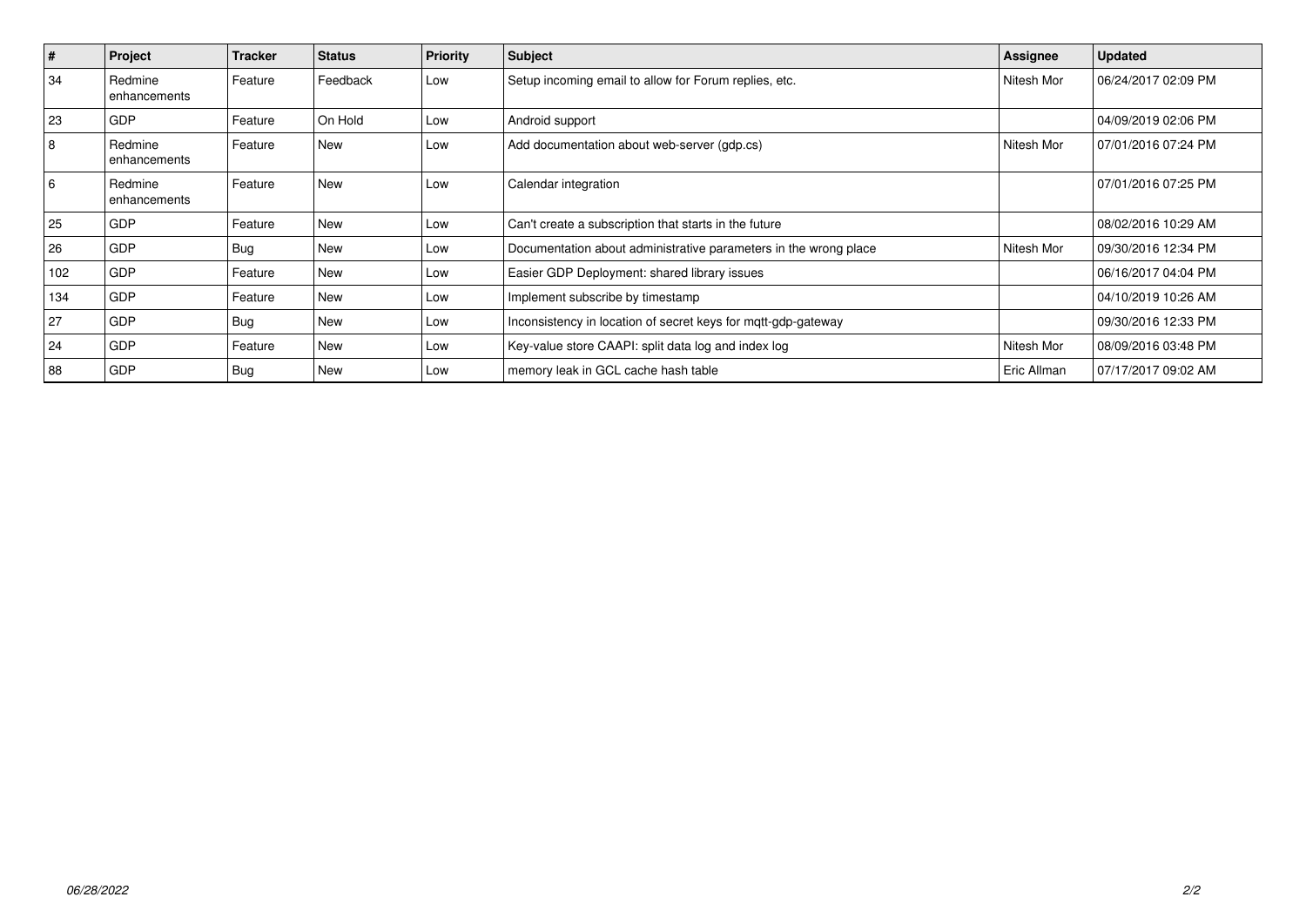| # | Project | Tracker | Status | Priority | Subject | Assignee | Updated |
|---|---|---|---|---|---|---|---|
| 34 | Redmine enhancements | Feature | Feedback | Low | Setup incoming email to allow for Forum replies, etc. | Nitesh Mor | 06/24/2017 02:09 PM |
| 23 | GDP | Feature | On Hold | Low | Android support | | 04/09/2019 02:06 PM |
| 8 | Redmine enhancements | Feature | New | Low | Add documentation about web-server (gdp.cs) | Nitesh Mor | 07/01/2016 07:24 PM |
| 6 | Redmine enhancements | Feature | New | Low | Calendar integration | | 07/01/2016 07:25 PM |
| 25 | GDP | Feature | New | Low | Can't create a subscription that starts in the future | | 08/02/2016 10:29 AM |
| 26 | GDP | Bug | New | Low | Documentation about administrative parameters in the wrong place | Nitesh Mor | 09/30/2016 12:34 PM |
| 102 | GDP | Feature | New | Low | Easier GDP Deployment: shared library issues | | 06/16/2017 04:04 PM |
| 134 | GDP | Feature | New | Low | Implement subscribe by timestamp | | 04/10/2019 10:26 AM |
| 27 | GDP | Bug | New | Low | Inconsistency in location of secret keys for mqtt-gdp-gateway | | 09/30/2016 12:33 PM |
| 24 | GDP | Feature | New | Low | Key-value store CAAPI: split data log and index log | Nitesh Mor | 08/09/2016 03:48 PM |
| 88 | GDP | Bug | New | Low | memory leak in GCL cache hash table | Eric Allman | 07/17/2017 09:02 AM |